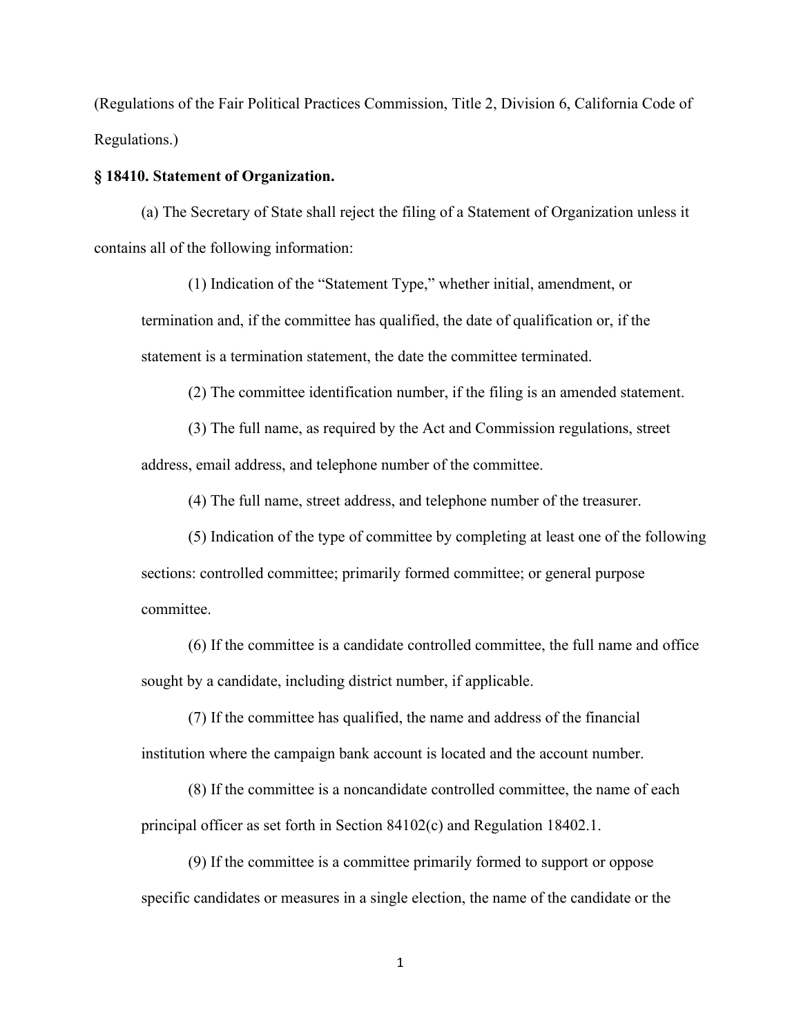(Regulations of the Fair Political Practices Commission, Title 2, Division 6, California Code of Regulations.)

**§ 18410. Statement of Organization.**

(a) The Secretary of State shall reject the filing of a Statement of Organization unless it contains all of the following information:

(1) Indication of the "Statement Type," whether initial, amendment, or termination and, if the committee has qualified, the date of qualification or, if the statement is a termination statement, the date the committee terminated.

(2) The committee identification number, if the filing is an amended statement.

(3) The full name, as required by the Act and Commission regulations, street address, email address, and telephone number of the committee.

(4) The full name, street address, and telephone number of the treasurer.

(5) Indication of the type of committee by completing at least one of the following sections: controlled committee; primarily formed committee; or general purpose committee.

(6) If the committee is a candidate controlled committee, the full name and office sought by a candidate, including district number, if applicable.

(7) If the committee has qualified, the name and address of the financial institution where the campaign bank account is located and the account number.

(8) If the committee is a noncandidate controlled committee, the name of each principal officer as set forth in Section 84102(c) and Regulation 18402.1.

(9) If the committee is a committee primarily formed to support or oppose specific candidates or measures in a single election, the name of the candidate or the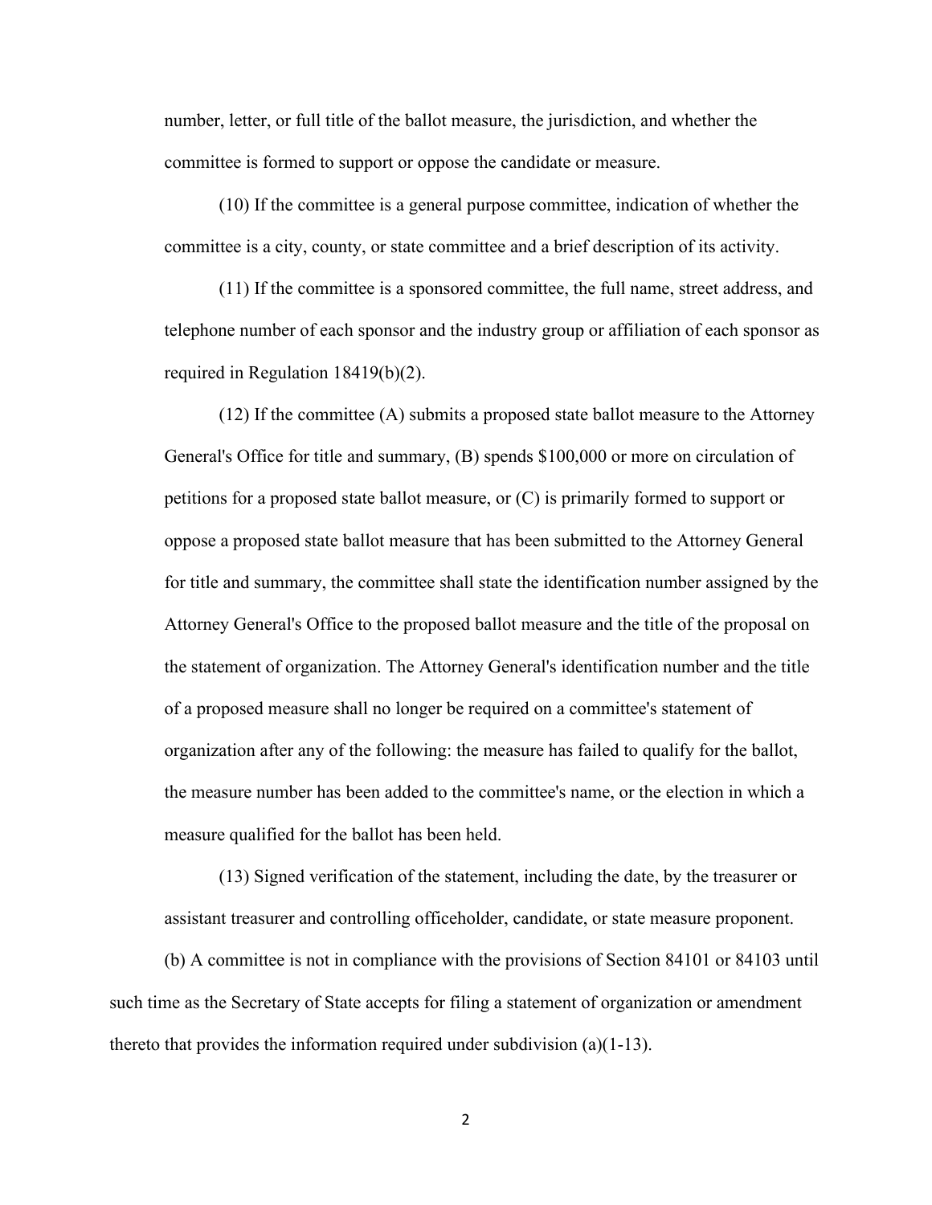number, letter, or full title of the ballot measure, the jurisdiction, and whether the committee is formed to support or oppose the candidate or measure.

(10) If the committee is a general purpose committee, indication of whether the committee is a city, county, or state committee and a brief description of its activity.

(11) If the committee is a sponsored committee, the full name, street address, and telephone number of each sponsor and the industry group or affiliation of each sponsor as required in Regulation 18419(b)(2).

(12) If the committee (A) submits a proposed state ballot measure to the Attorney General's Office for title and summary, (B) spends $100,000 or more on circulation of petitions for a proposed state ballot measure, or (C) is primarily formed to support or oppose a proposed state ballot measure that has been submitted to the Attorney General for title and summary, the committee shall state the identification number assigned by the Attorney General's Office to the proposed ballot measure and the title of the proposal on the statement of organization. The Attorney General's identification number and the title of a proposed measure shall no longer be required on a committee's statement of organization after any of the following: the measure has failed to qualify for the ballot, the measure number has been added to the committee's name, or the election in which a measure qualified for the ballot has been held.

(13) Signed verification of the statement, including the date, by the treasurer or assistant treasurer and controlling officeholder, candidate, or state measure proponent.

(b) A committee is not in compliance with the provisions of Section 84101 or 84103 until such time as the Secretary of State accepts for filing a statement of organization or amendment thereto that provides the information required under subdivision (a)(1-13).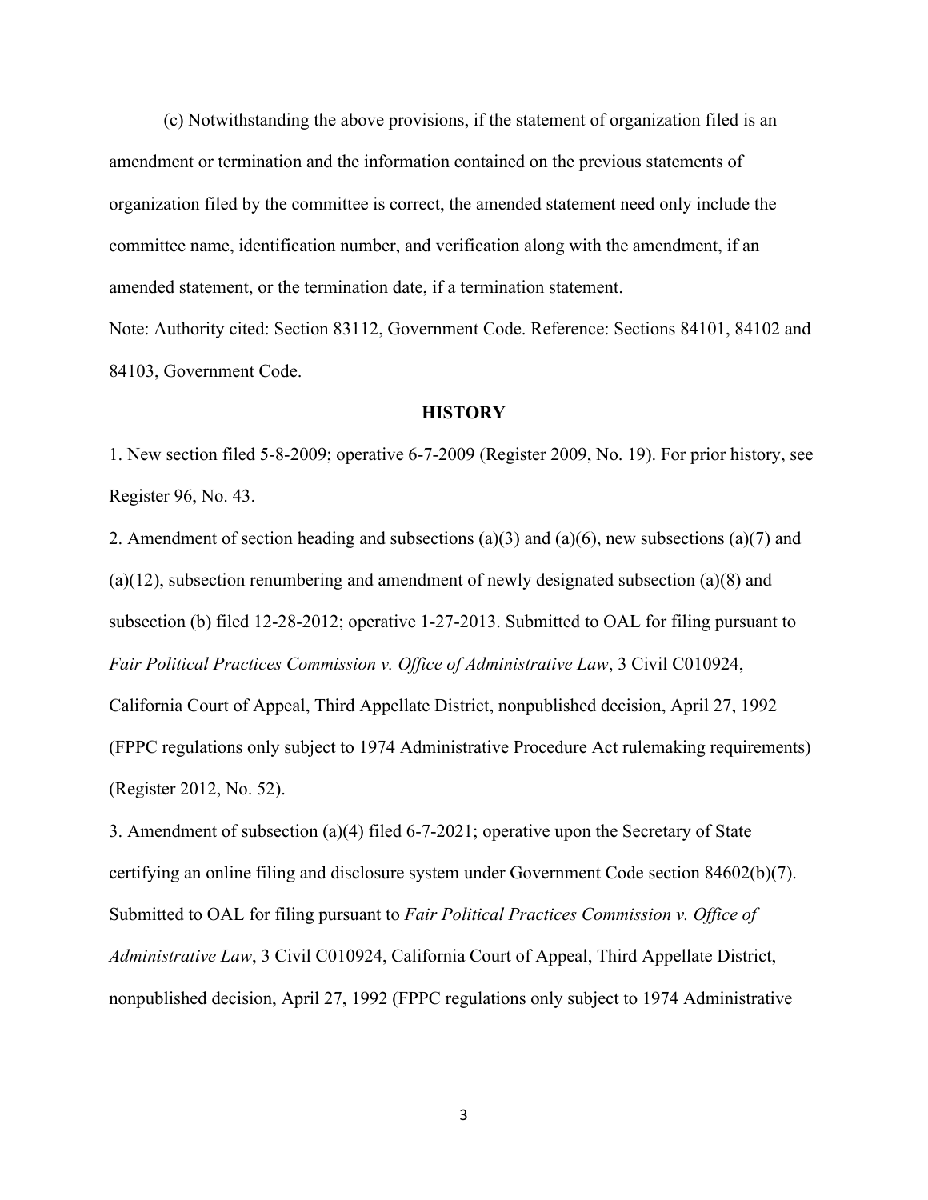(c) Notwithstanding the above provisions, if the statement of organization filed is an amendment or termination and the information contained on the previous statements of organization filed by the committee is correct, the amended statement need only include the committee name, identification number, and verification along with the amendment, if an amended statement, or the termination date, if a termination statement.

Note: Authority cited: Section 83112, Government Code. Reference: Sections 84101, 84102 and 84103, Government Code.

**HISTORY**

1. New section filed 5-8-2009; operative 6-7-2009 (Register 2009, No. 19). For prior history, see Register 96, No. 43.

2. Amendment of section heading and subsections (a)(3) and (a)(6), new subsections (a)(7) and (a)(12), subsection renumbering and amendment of newly designated subsection (a)(8) and subsection (b) filed 12-28-2012; operative 1-27-2013. Submitted to OAL for filing pursuant to *Fair Political Practices Commission v. Office of Administrative Law*, 3 Civil C010924, California Court of Appeal, Third Appellate District, nonpublished decision, April 27, 1992 (FPPC regulations only subject to 1974 Administrative Procedure Act rulemaking requirements) (Register 2012, No. 52).

3. Amendment of subsection (a)(4) filed 6-7-2021; operative upon the Secretary of State certifying an online filing and disclosure system under Government Code section 84602(b)(7). Submitted to OAL for filing pursuant to *Fair Political Practices Commission v. Office of Administrative Law*, 3 Civil C010924, California Court of Appeal, Third Appellate District, nonpublished decision, April 27, 1992 (FPPC regulations only subject to 1974 Administrative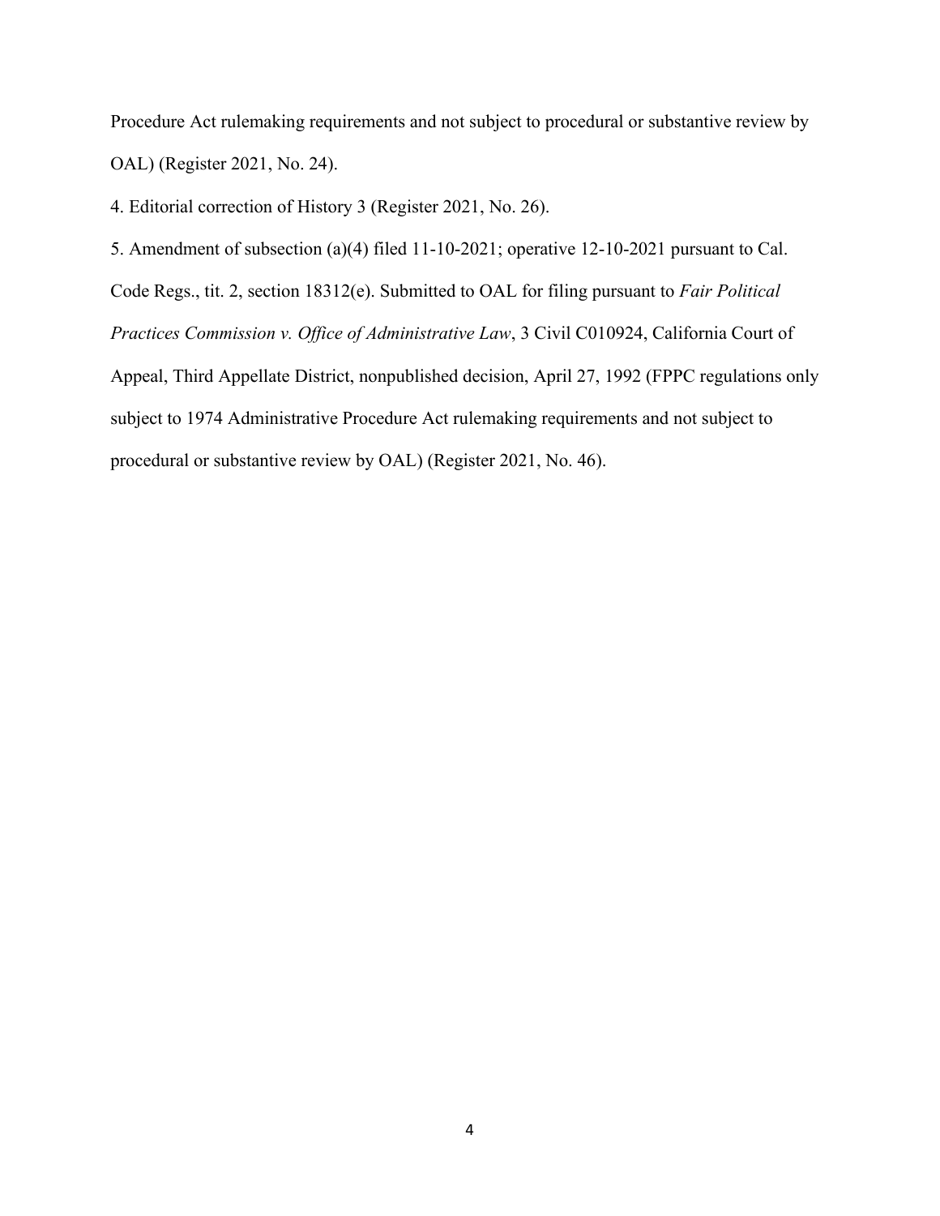Procedure Act rulemaking requirements and not subject to procedural or substantive review by OAL) (Register 2021, No. 24).

4. Editorial correction of History 3 (Register 2021, No. 26).

5. Amendment of subsection (a)(4) filed 11-10-2021; operative 12-10-2021 pursuant to Cal. Code Regs., tit. 2, section 18312(e). Submitted to OAL for filing pursuant to *Fair Political Practices Commission v. Office of Administrative Law*, 3 Civil C010924, California Court of Appeal, Third Appellate District, nonpublished decision, April 27, 1992 (FPPC regulations only subject to 1974 Administrative Procedure Act rulemaking requirements and not subject to procedural or substantive review by OAL) (Register 2021, No. 46).